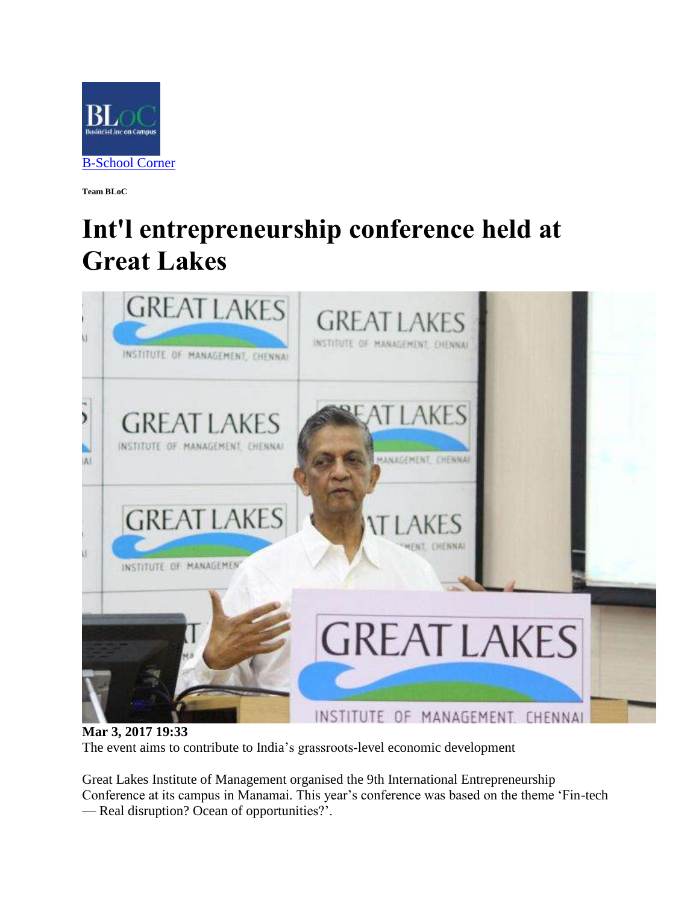B-School Corner

**Team BLoC**

# Int'l entrepreneurship conference held at Great Lakes

**Mar 3, 2017 19:33**

The event aims to contribute to India's grassroots-level economic development

Great Lakes Institute of Management organised the 9th International Entrepreneurship Conference at its campus in Manamai. This year's conference was based on the theme 'Fin-tech — Real disruption? Ocean of opportunities?'.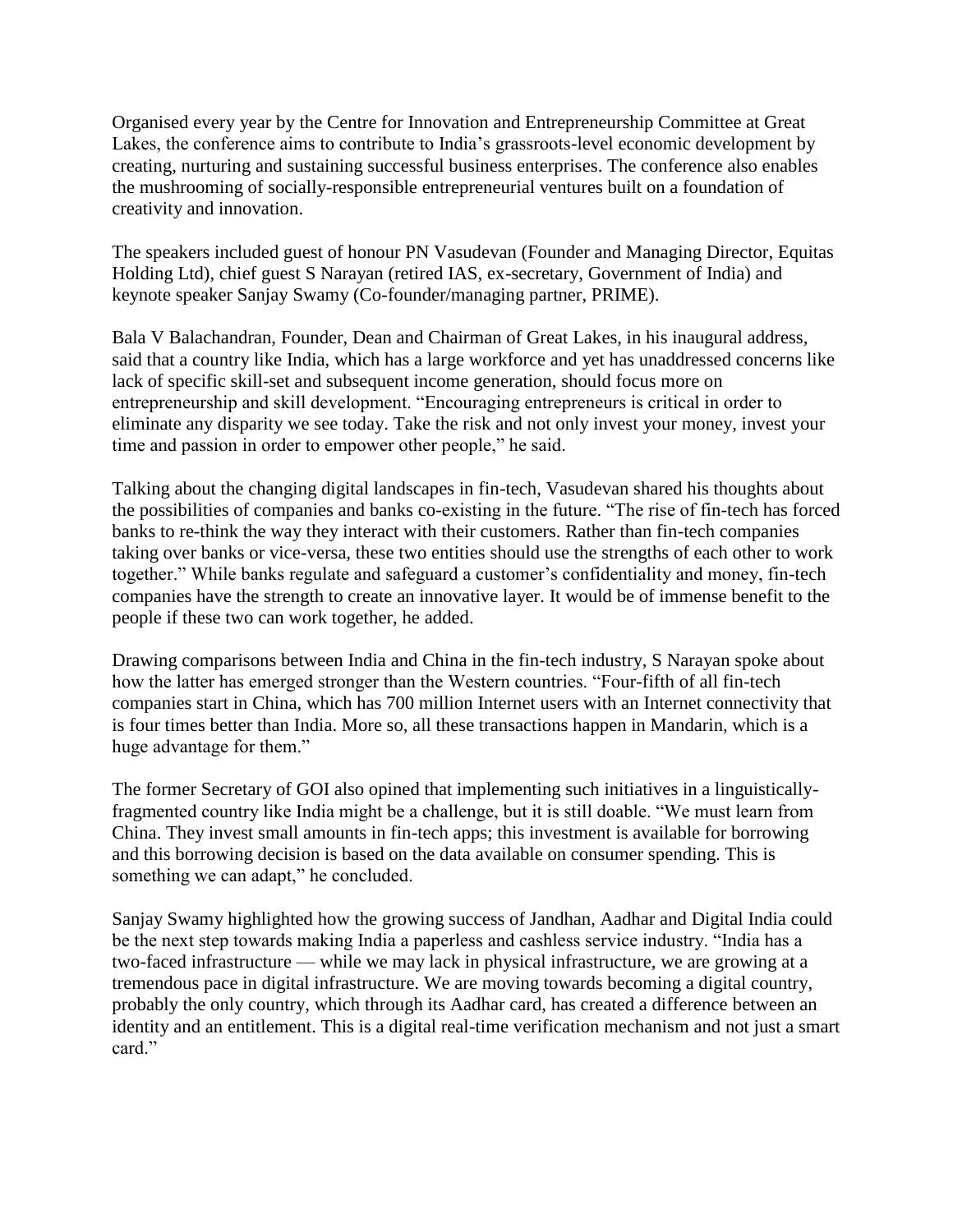Organised every year by the Centre for Innovation and Entrepreneurship Committee at Great Lakes, the conference aims to contribute to India's grassroots-level economic development by creating, nurturing and sustaining successful business enterprises. The conference also enables the mushrooming of socially-responsible entrepreneurial ventures built on a foundation of creativity and innovation.

The speakers included guest of honour PN Vasudevan (Founder and Managing Director, Equitas Holding Ltd), chief guest S Narayan (retired IAS, ex-secretary, Government of India) and keynote speaker Sanjay Swamy (Co-founder/managing partner, PRIME).

Bala V Balachandran, Founder, Dean and Chairman of Great Lakes, in his inaugural address, said that a country like India, which has a large workforce and yet has unaddressed concerns like lack of specific skill-set and subsequent income generation, should focus more on entrepreneurship and skill development. "Encouraging entrepreneurs is critical in order to eliminate any disparity we see today. Take the risk and not only invest your money, invest your time and passion in order to empower other people," he said.

Talking about the changing digital landscapes in fin-tech, Vasudevan shared his thoughts about the possibilities of companies and banks co-existing in the future. "The rise of fin-tech has forced banks to re-think the way they interact with their customers. Rather than fin-tech companies taking over banks or vice-versa, these two entities should use the strengths of each other to work together." While banks regulate and safeguard a customer's confidentiality and money, fin-tech companies have the strength to create an innovative layer. It would be of immense benefit to the people if these two can work together, he added.

Drawing comparisons between India and China in the fin-tech industry, S Narayan spoke about how the latter has emerged stronger than the Western countries. "Four-fifth of all fin-tech companies start in China, which has 700 million Internet users with an Internet connectivity that is four times better than India. More so, all these transactions happen in Mandarin, which is a huge advantage for them."

The former Secretary of GOI also opined that implementing such initiatives in a linguistically-fragmented country like India might be a challenge, but it is still doable. "We must learn from China. They invest small amounts in fin-tech apps; this investment is available for borrowing and this borrowing decision is based on the data available on consumer spending. This is something we can adapt," he concluded.

Sanjay Swamy highlighted how the growing success of Jandhan, Aadhar and Digital India could be the next step towards making India a paperless and cashless service industry. "India has a two-faced infrastructure — while we may lack in physical infrastructure, we are growing at a tremendous pace in digital infrastructure. We are moving towards becoming a digital country, probably the only country, which through its Aadhar card, has created a difference between an identity and an entitlement. This is a digital real-time verification mechanism and not just a smart card."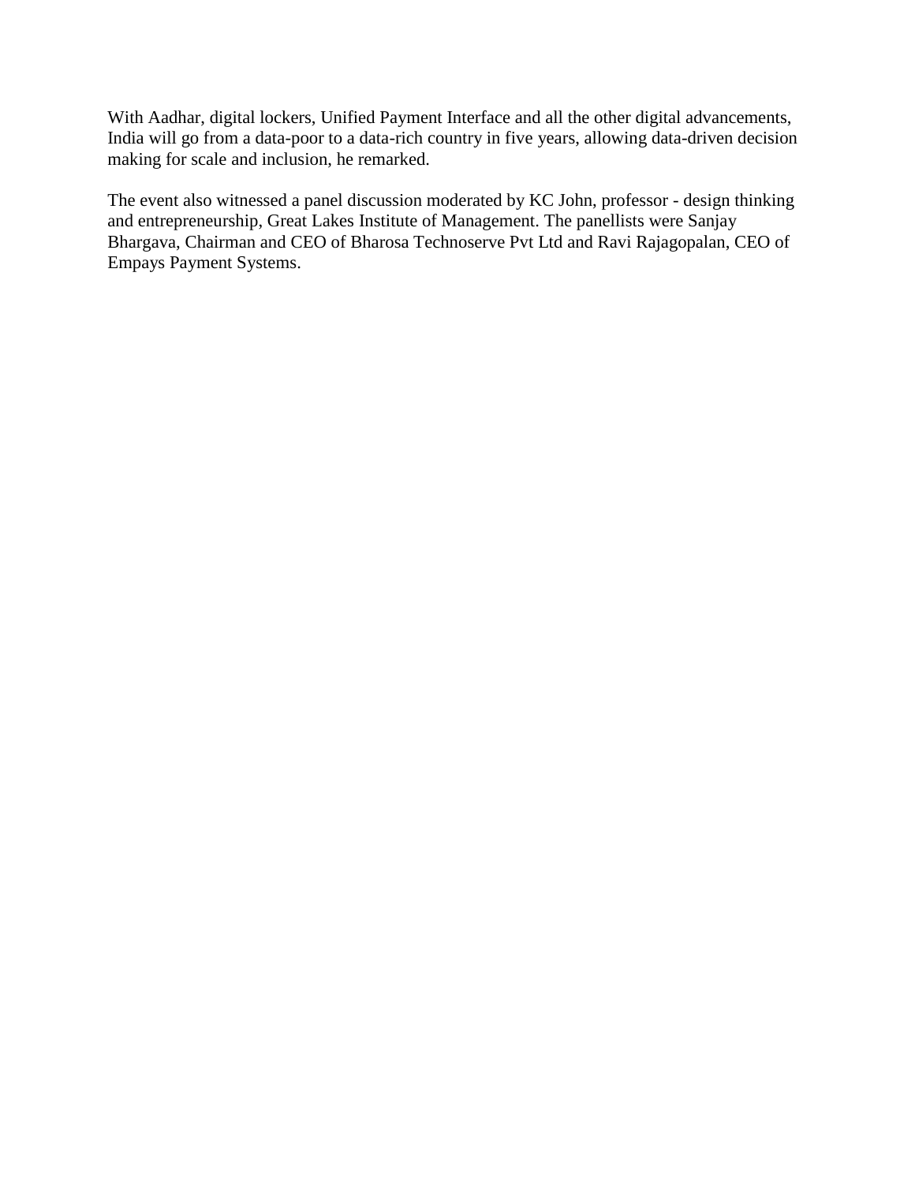With Aadhar, digital lockers, Unified Payment Interface and all the other digital advancements, India will go from a data-poor to a data-rich country in five years, allowing data-driven decision making for scale and inclusion, he remarked.

The event also witnessed a panel discussion moderated by KC John, professor - design thinking and entrepreneurship, Great Lakes Institute of Management. The panellists were Sanjay Bhargava, Chairman and CEO of Bharosa Technoserve Pvt Ltd and Ravi Rajagopalan, CEO of Empays Payment Systems.